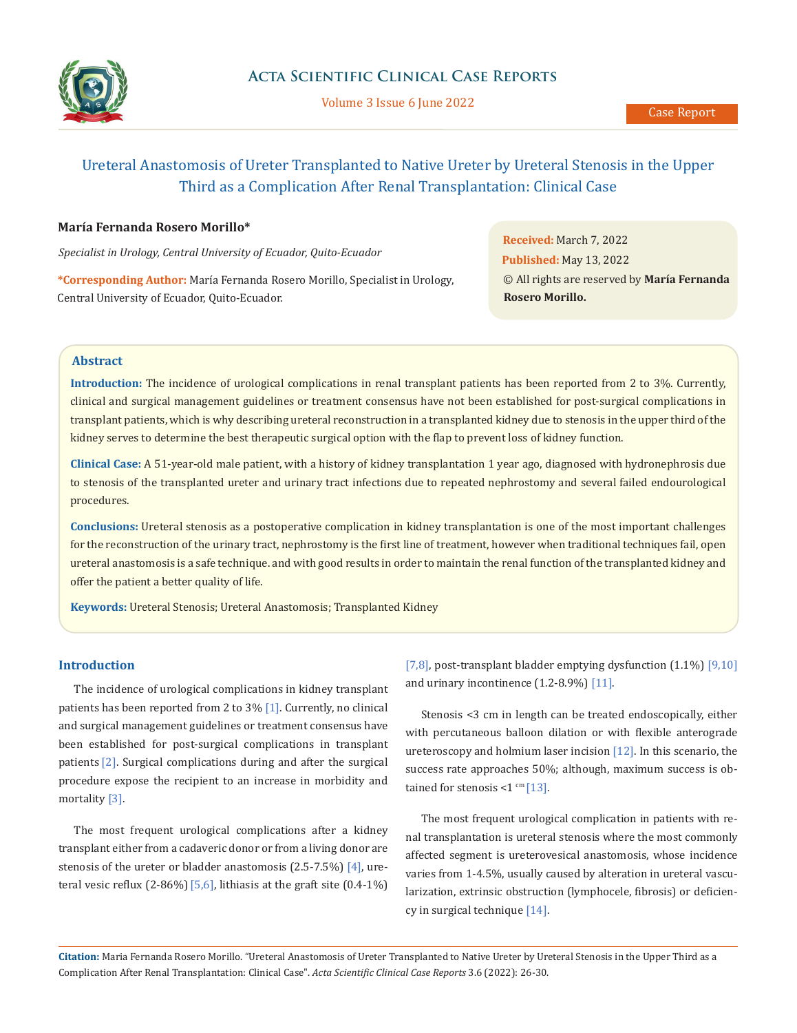# Ureteral Anastomosis of Ureter Transplanted to Native Ureter by Ureteral Stenosis in the Upper Third as a Complication After Renal Transplantation: Clinical Case

**María Fernanda Rosero Morillo***

*Specialist in Urology, Central University of Ecuador, Quito-Ecuador*

***Corresponding Author:** María Fernanda Rosero Morillo, Specialist in Urology, Central University of Ecuador, Quito-Ecuador.

**Received:** March 7, 2022
**Published:** May 13, 2022
© All rights are reserved by **María Fernanda Rosero Morillo.**

## Abstract

**Introduction:** The incidence of urological complications in renal transplant patients has been reported from 2 to 3%. Currently, clinical and surgical management guidelines or treatment consensus have not been established for post-surgical complications in transplant patients, which is why describing ureteral reconstruction in a transplanted kidney due to stenosis in the upper third of the kidney serves to determine the best therapeutic surgical option with the flap to prevent loss of kidney function.

**Clinical Case:** A 51-year-old male patient, with a history of kidney transplantation 1 year ago, diagnosed with hydronephrosis due to stenosis of the transplanted ureter and urinary tract infections due to repeated nephrostomy and several failed endourological procedures.

**Conclusions:** Ureteral stenosis as a postoperative complication in kidney transplantation is one of the most important challenges for the reconstruction of the urinary tract, nephrostomy is the first line of treatment, however when traditional techniques fail, open ureteral anastomosis is a safe technique. and with good results in order to maintain the renal function of the transplanted kidney and offer the patient a better quality of life.

**Keywords:** Ureteral Stenosis; Ureteral Anastomosis; Transplanted Kidney

## Introduction

The incidence of urological complications in kidney transplant patients has been reported from 2 to 3% [1]. Currently, no clinical and surgical management guidelines or treatment consensus have been established for post-surgical complications in transplant patients [2]. Surgical complications during and after the surgical procedure expose the recipient to an increase in morbidity and mortality [3].

The most frequent urological complications after a kidney transplant either from a cadaveric donor or from a living donor are stenosis of the ureter or bladder anastomosis (2.5-7.5%) [4], ureteral vesic reflux (2-86%) [5,6], lithiasis at the graft site (0.4-1%) [7,8], post-transplant bladder emptying dysfunction (1.1%) [9,10] and urinary incontinence (1.2-8.9%) [11].

Stenosis <3 cm in length can be treated endoscopically, either with percutaneous balloon dilation or with flexible anterograde ureteroscopy and holmium laser incision [12]. In this scenario, the success rate approaches 50%; although, maximum success is obtained for stenosis <1 cm [13].

The most frequent urological complication in patients with renal transplantation is ureteral stenosis where the most commonly affected segment is ureterovesical anastomosis, whose incidence varies from 1-4.5%, usually caused by alteration in ureteral vascularization, extrinsic obstruction (lymphocele, fibrosis) or deficiency in surgical technique [14].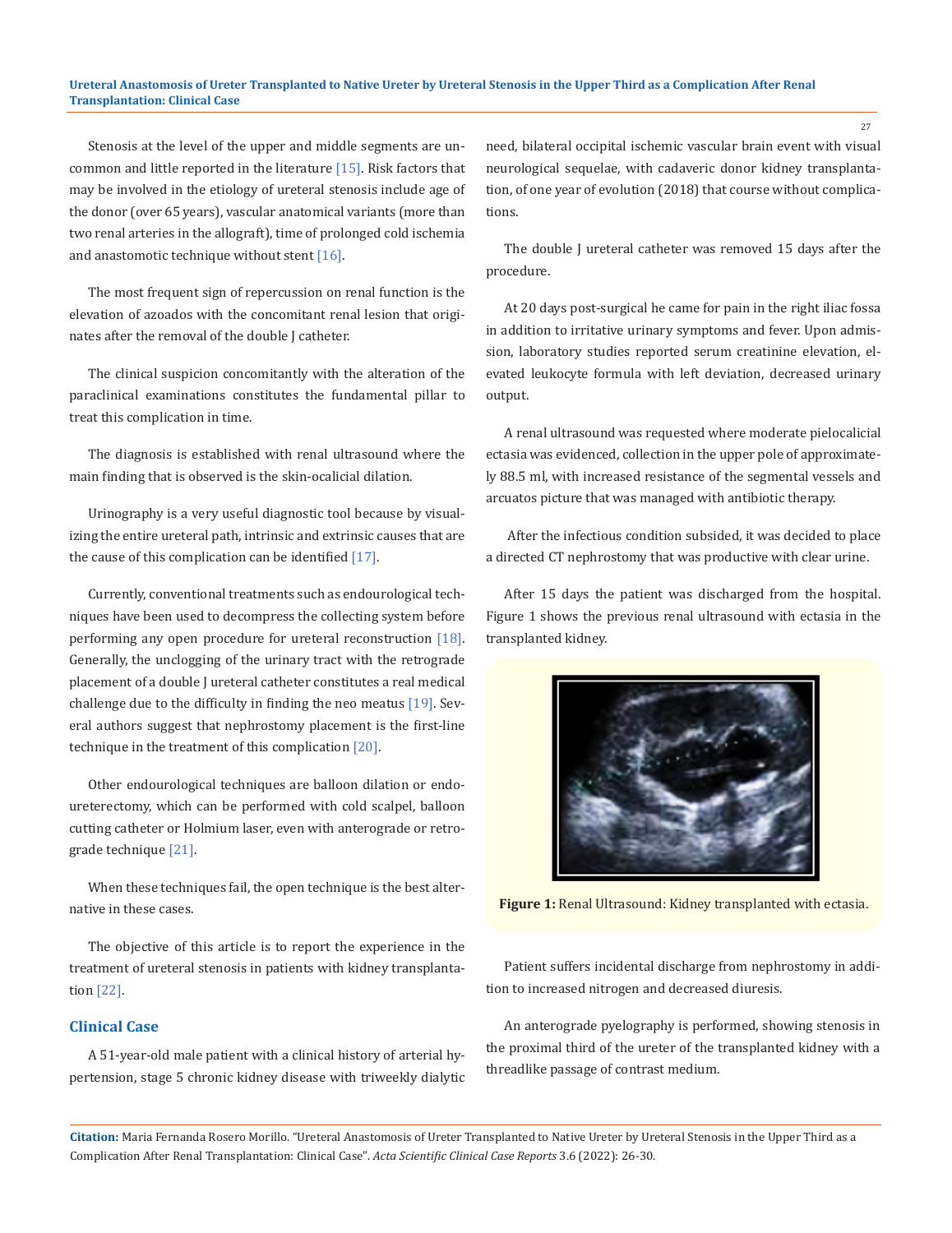Stenosis at the level of the upper and middle segments are uncommon and little reported in the literature [15]. Risk factors that may be involved in the etiology of ureteral stenosis include age of the donor (over 65 years), vascular anatomical variants (more than two renal arteries in the allograft), time of prolonged cold ischemia and anastomotic technique without stent [16].

The most frequent sign of repercussion on renal function is the elevation of azoados with the concomitant renal lesion that originates after the removal of the double J catheter.

The clinical suspicion concomitantly with the alteration of the paraclinical examinations constitutes the fundamental pillar to treat this complication in time.

The diagnosis is established with renal ultrasound where the main finding that is observed is the skin-ocalicial dilation.

Urinography is a very useful diagnostic tool because by visualizing the entire ureteral path, intrinsic and extrinsic causes that are the cause of this complication can be identified [17].

Currently, conventional treatments such as endourological techniques have been used to decompress the collecting system before performing any open procedure for ureteral reconstruction [18]. Generally, the unclogging of the urinary tract with the retrograde placement of a double J ureteral catheter constitutes a real medical challenge due to the difficulty in finding the neo meatus [19]. Several authors suggest that nephrostomy placement is the first-line technique in the treatment of this complication [20].

Other endourological techniques are balloon dilation or endoureterectomy, which can be performed with cold scalpel, balloon cutting catheter or Holmium laser, even with anterograde or retrograde technique [21].

When these techniques fail, the open technique is the best alternative in these cases.

The objective of this article is to report the experience in the treatment of ureteral stenosis in patients with kidney transplantation [22].

## Clinical Case

A 51-year-old male patient with a clinical history of arterial hypertension, stage 5 chronic kidney disease with triweekly dialytic need, bilateral occipital ischemic vascular brain event with visual neurological sequelae, with cadaveric donor kidney transplantation, of one year of evolution (2018) that course without complications.

The double J ureteral catheter was removed 15 days after the procedure.

At 20 days post-surgical he came for pain in the right iliac fossa in addition to irritative urinary symptoms and fever. Upon admission, laboratory studies reported serum creatinine elevation, elevated leukocyte formula with left deviation, decreased urinary output.

A renal ultrasound was requested where moderate pielocalicial ectasia was evidenced, collection in the upper pole of approximately 88.5 ml, with increased resistance of the segmental vessels and arcuatos picture that was managed with antibiotic therapy.

After the infectious condition subsided, it was decided to place a directed CT nephrostomy that was productive with clear urine.

After 15 days the patient was discharged from the hospital. Figure 1 shows the previous renal ultrasound with ectasia in the transplanted kidney.

**Figure 1:** Renal Ultrasound: Kidney transplanted with ectasia.

Patient suffers incidental discharge from nephrostomy in addition to increased nitrogen and decreased diuresis.

An anterograde pyelography is performed, showing stenosis in the proximal third of the ureter of the transplanted kidney with a threadlike passage of contrast medium.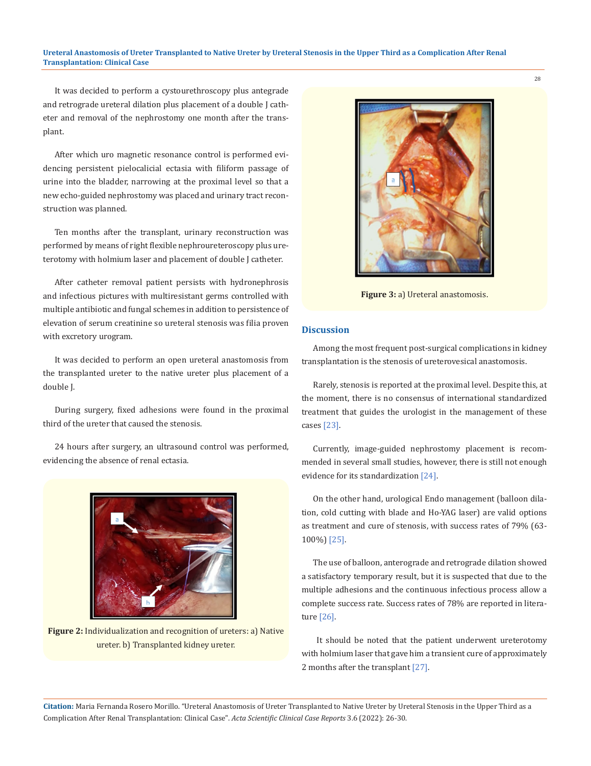It was decided to perform a cystourethroscopy plus antegrade and retrograde ureteral dilation plus placement of a double J catheter and removal of the nephrostomy one month after the transplant.

After which uro magnetic resonance control is performed evidencing persistent pielocalicial ectasia with filiform passage of urine into the bladder, narrowing at the proximal level so that a new echo-guided nephrostomy was placed and urinary tract reconstruction was planned.

Ten months after the transplant, urinary reconstruction was performed by means of right flexible nephroureteroscopy plus ureterotomy with holmium laser and placement of double J catheter.

After catheter removal patient persists with hydronephrosis and infectious pictures with multiresistant germs controlled with multiple antibiotic and fungal schemes in addition to persistence of elevation of serum creatinine so ureteral stenosis was filia proven with excretory urogram.

It was decided to perform an open ureteral anastomosis from the transplanted ureter to the native ureter plus placement of a double J.

During surgery, fixed adhesions were found in the proximal third of the ureter that caused the stenosis.

24 hours after surgery, an ultrasound control was performed, evidencing the absence of renal ectasia.

**Figure 2:** Individualization and recognition of ureters: a) Native ureter. b) Transplanted kidney ureter.

**Figure 3:** a) Ureteral anastomosis.

## Discussion

Among the most frequent post-surgical complications in kidney transplantation is the stenosis of ureterovesical anastomosis.

Rarely, stenosis is reported at the proximal level. Despite this, at the moment, there is no consensus of international standardized treatment that guides the urologist in the management of these cases [23].

Currently, image-guided nephrostomy placement is recommended in several small studies, however, there is still not enough evidence for its standardization [24].

On the other hand, urological Endo management (balloon dilation, cold cutting with blade and Ho-YAG laser) are valid options as treatment and cure of stenosis, with success rates of 79% (63-100%) [25].

The use of balloon, anterograde and retrograde dilation showed a satisfactory temporary result, but it is suspected that due to the multiple adhesions and the continuous infectious process allow a complete success rate. Success rates of 78% are reported in literature [26].

It should be noted that the patient underwent ureterotomy with holmium laser that gave him a transient cure of approximately 2 months after the transplant [27].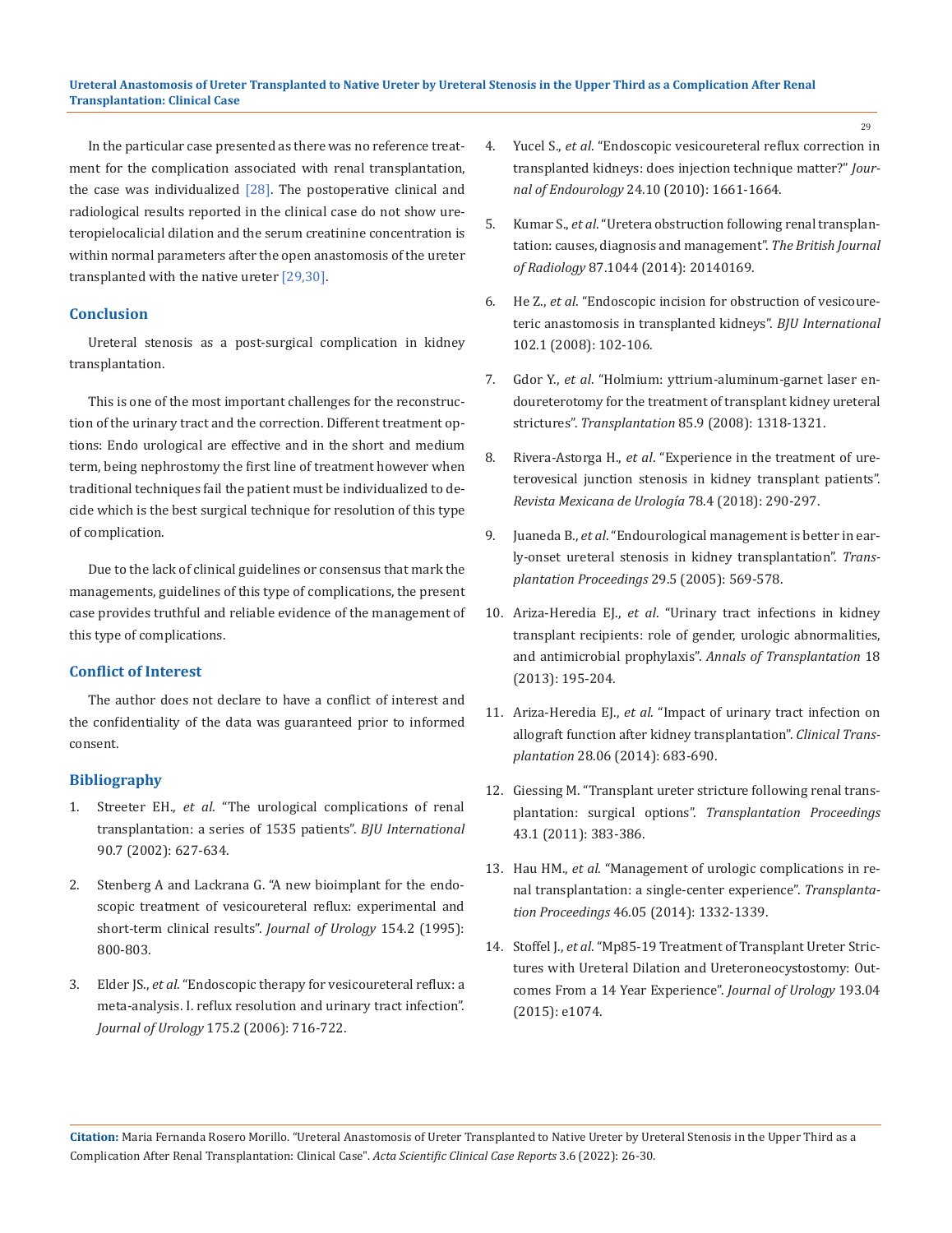In the particular case presented as there was no reference treatment for the complication associated with renal transplantation, the case was individualized [28]. The postoperative clinical and radiological results reported in the clinical case do not show ureteropielocalicial dilation and the serum creatinine concentration is within normal parameters after the open anastomosis of the ureter transplanted with the native ureter [29,30].

## Conclusion

Ureteral stenosis as a post-surgical complication in kidney transplantation.

This is one of the most important challenges for the reconstruction of the urinary tract and the correction. Different treatment options: Endo urological are effective and in the short and medium term, being nephrostomy the first line of treatment however when traditional techniques fail the patient must be individualized to decide which is the best surgical technique for resolution of this type of complication.

Due to the lack of clinical guidelines or consensus that mark the managements, guidelines of this type of complications, the present case provides truthful and reliable evidence of the management of this type of complications.

## Conflict of Interest

The author does not declare to have a conflict of interest and the confidentiality of the data was guaranteed prior to informed consent.

## Bibliography

1. Streeter EH., *et al*. "The urological complications of renal transplantation: a series of 1535 patients". *BJU International* 90.7 (2002): 627-634.
2. Stenberg A and Lackrana G. "A new bioimplant for the endoscopic treatment of vesicoureteral reflux: experimental and short-term clinical results". *Journal of Urology* 154.2 (1995): 800-803.
3. Elder JS., *et al*. "Endoscopic therapy for vesicoureteral reflux: a meta-analysis. I. reflux resolution and urinary tract infection". *Journal of Urology* 175.2 (2006): 716-722.
4. Yucel S., *et al*. "Endoscopic vesicoureteral reflux correction in transplanted kidneys: does injection technique matter?" *Journal of Endourology* 24.10 (2010): 1661-1664.
5. Kumar S., *et al*. "Uretera obstruction following renal transplantation: causes, diagnosis and management". *The British Journal of Radiology* 87.1044 (2014): 20140169.
6. He Z., *et al*. "Endoscopic incision for obstruction of vesicoureteric anastomosis in transplanted kidneys". *BJU International* 102.1 (2008): 102-106.
7. Gdor Y., *et al*. "Holmium: yttrium-aluminum-garnet laser endoureterotomy for the treatment of transplant kidney ureteral strictures". *Transplantation* 85.9 (2008): 1318-1321.
8. Rivera-Astorga H., *et al*. "Experience in the treatment of ureterovesical junction stenosis in kidney transplant patients". *Revista Mexicana de Urología* 78.4 (2018): 290-297.
9. Juaneda B., *et al*. "Endourological management is better in early-onset ureteral stenosis in kidney transplantation". *Transplantation Proceedings* 29.5 (2005): 569-578.
10. Ariza-Heredia EJ., *et al*. "Urinary tract infections in kidney transplant recipients: role of gender, urologic abnormalities, and antimicrobial prophylaxis". *Annals of Transplantation* 18 (2013): 195-204.
11. Ariza-Heredia EJ., *et al*. "Impact of urinary tract infection on allograft function after kidney transplantation". *Clinical Transplantation* 28.06 (2014): 683-690.
12. Giessing M. "Transplant ureter stricture following renal transplantation: surgical options". *Transplantation Proceedings* 43.1 (2011): 383-386.
13. Hau HM., *et al*. "Management of urologic complications in renal transplantation: a single-center experience". *Transplantation Proceedings* 46.05 (2014): 1332-1339.
14. Stoffel J., *et al*. "Mp85-19 Treatment of Transplant Ureter Strictures with Ureteral Dilation and Ureteroneocystostomy: Outcomes From a 14 Year Experience". *Journal of Urology* 193.04 (2015): e1074.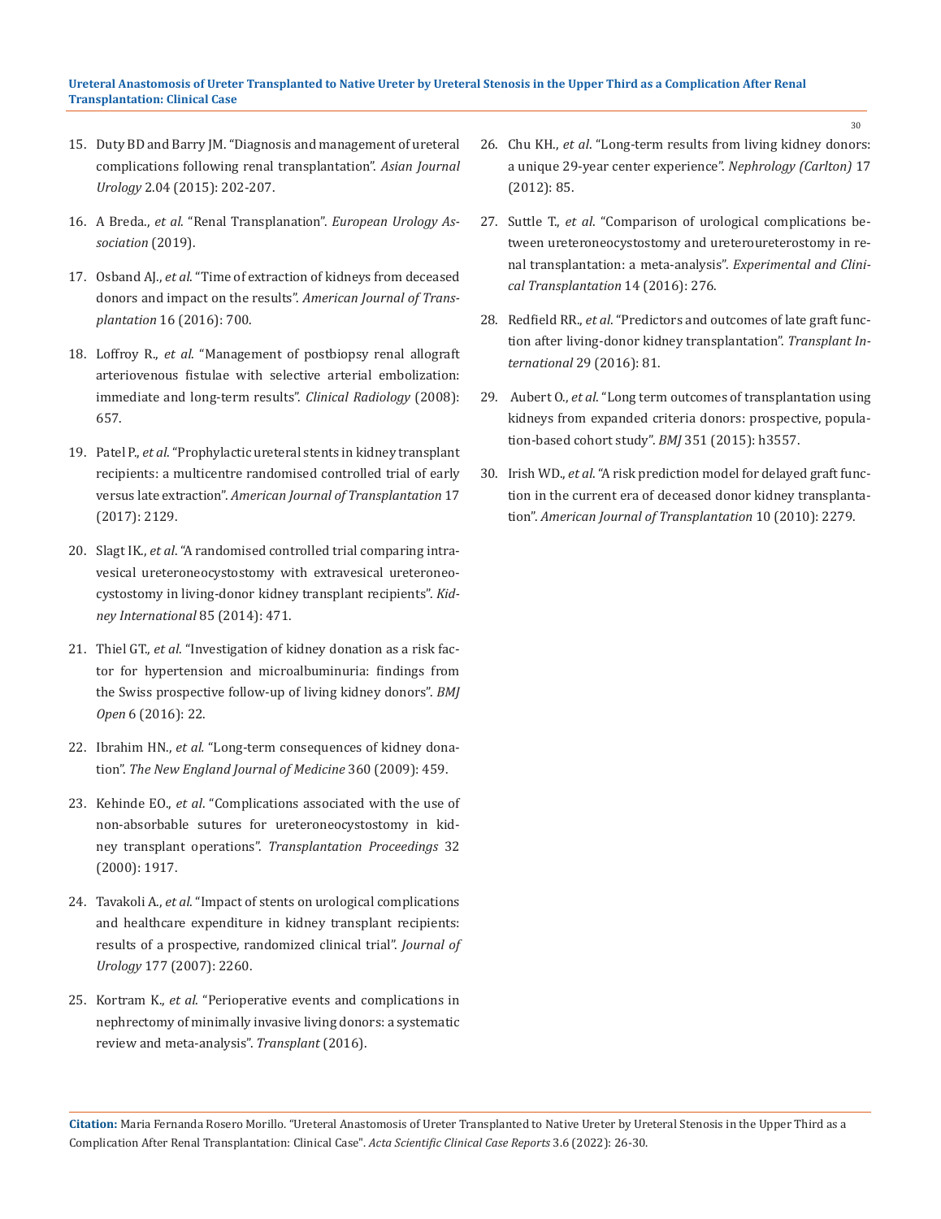15. Duty BD and Barry JM. "Diagnosis and management of ureteral complications following renal transplantation". *Asian Journal Urology* 2.04 (2015): 202-207.
16. A Breda., *et al*. "Renal Transplanation". *European Urology Association* (2019).
17. Osband AJ., *et al.* "Time of extraction of kidneys from deceased donors and impact on the results". *American Journal of Transplantation* 16 (2016): 700.
18. Loffroy R., *et al.* "Management of postbiopsy renal allograft arteriovenous fistulae with selective arterial embolization: immediate and long-term results". *Clinical Radiology* (2008): 657.
19. Patel P., *et al*. "Prophylactic ureteral stents in kidney transplant recipients: a multicentre randomised controlled trial of early versus late extraction". *American Journal of Transplantation* 17 (2017): 2129.
20. Slagt IK., *et al*. "A randomised controlled trial comparing intravesical ureteroneocystostomy with extravesical ureteroneocystostomy in living-donor kidney transplant recipients". *Kidney International* 85 (2014): 471.
21. Thiel GT., *et al*. "Investigation of kidney donation as a risk factor for hypertension and microalbuminuria: findings from the Swiss prospective follow-up of living kidney donors". *BMJ Open* 6 (2016): 22.
22. Ibrahim HN., *et al.* "Long-term consequences of kidney donation". *The New England Journal of Medicine* 360 (2009): 459.
23. Kehinde EO., *et al*. "Complications associated with the use of non-absorbable sutures for ureteroneocystostomy in kidney transplant operations". *Transplantation Proceedings* 32 (2000): 1917.
24. Tavakoli A., *et al.* "Impact of stents on urological complications and healthcare expenditure in kidney transplant recipients: results of a prospective, randomized clinical trial". *Journal of Urology* 177 (2007): 2260.
25. Kortram K., *et al.* "Perioperative events and complications in nephrectomy of minimally invasive living donors: a systematic review and meta-analysis". *Transplant* (2016).
26. Chu KH., *et al*. "Long-term results from living kidney donors: a unique 29-year center experience". *Nephrology (Carlton)* 17 (2012): 85.
27. Suttle T., *et al*. "Comparison of urological complications between ureteroneocystostomy and ureteroureterostomy in renal transplantation: a meta-analysis". *Experimental and Clinical Transplantation* 14 (2016): 276.
28. Redfield RR., *et al*. "Predictors and outcomes of late graft function after living-donor kidney transplantation". *Transplant International* 29 (2016): 81.
29. Aubert O., *et al*. "Long term outcomes of transplantation using kidneys from expanded criteria donors: prospective, population-based cohort study". *BMJ* 351 (2015): h3557.
30. Irish WD., *et al*. "A risk prediction model for delayed graft function in the current era of deceased donor kidney transplantation". *American Journal of Transplantation* 10 (2010): 2279.